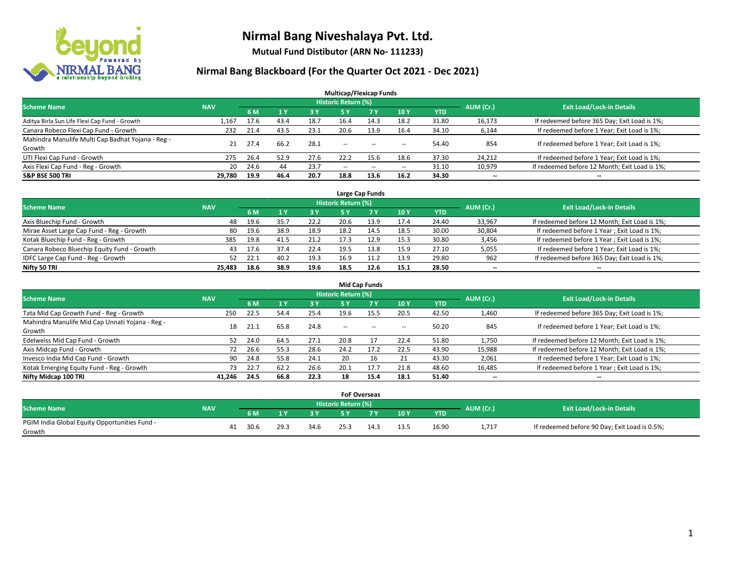# Nirmal Bang Niveshalaya Pvt. Ltd.

**Mutual Fund Distibutor (ARN No- 111233)**

## Nirmal Bang Blackboard (For the Quarter Oct 2021 - Dec 2021)

### Multicap/Flexicap Funds

| Scheme Name | NAV | Historic Return (%) | | | | | | | AUM (Cr.) | Exit Load/Lock-in Details |
|---|---|---|---|---|---|---|---|---|---|---|
| | | 6 M | 1 Y | 3 Y | 5 Y | 7 Y | 10 Y | YTD | | |
| Aditya Birla Sun Life Flexi Cap Fund - Growth | 1,167 | 17.6 | 43.4 | 18.7 | 16.4 | 14.3 | 18.2 | 31.80 | 16,173 | If redeemed before 365 Day; Exit Load is 1%; |
| Canara Robeco Flexi Cap Fund - Growth | 232 | 21.4 | 43.5 | 23.1 | 20.6 | 13.9 | 16.4 | 34.10 | 6,144 | If redeemed before 1 Year; Exit Load is 1%; |
| Mahindra Manulife Multi Cap Badhat Yojana - Reg - Growth | 21 | 27.4 | 66.2 | 28.1 | -- | -- | -- | 54.40 | 854 | If redeemed before 1 Year; Exit Load is 1%; |
| UTI Flexi Cap Fund - Growth | 275 | 26.4 | 52.9 | 27.6 | 22.2 | 15.6 | 18.6 | 37.30 | 24,212 | If redeemed before 1 Year; Exit Load is 1%; |
| Axis Flexi Cap Fund - Reg - Growth | 20 | 24.6 | 44 | 23.7 | -- | -- | -- | 31.10 | 10,979 | If redeemed before 12 Month; Exit Load is 1%; |
| **S&P BSE 500 TRI** | **29,780** | **19.9** | **46.4** | **20.7** | **18.8** | **13.6** | **16.2** | **34.30** | **--** | **--** |

### Large Cap Funds

| Scheme Name | NAV | Historic Return (%) | | | | | | | AUM (Cr.) | Exit Load/Lock-in Details |
|---|---|---|---|---|---|---|---|---|---|---|
| | | 6 M | 1 Y | 3 Y | 5 Y | 7 Y | 10 Y | YTD | | |
| Axis Bluechip Fund - Growth | 48 | 19.6 | 35.7 | 22.2 | 20.6 | 13.9 | 17.4 | 24.40 | 33,967 | If redeemed before 12 Month; Exit Load is 1%; |
| Mirae Asset Large Cap Fund - Reg - Growth | 80 | 19.6 | 38.9 | 18.9 | 18.2 | 14.5 | 18.5 | 30.00 | 30,804 | If redeemed before 1 Year ; Exit Load is 1%; |
| Kotak Bluechip Fund - Reg - Growth | 385 | 19.8 | 41.5 | 21.2 | 17.3 | 12.9 | 15.3 | 30.80 | 3,456 | If redeemed before 1 Year ; Exit Load is 1%; |
| Canara Robeco Bluechip Equity Fund - Growth | 43 | 17.6 | 37.4 | 22.4 | 19.5 | 13.8 | 15.9 | 27.10 | 5,055 | If redeemed before 1 Year; Exit Load is 1%; |
| IDFC Large Cap Fund - Reg - Growth | 52 | 22.1 | 40.2 | 19.3 | 16.9 | 11.2 | 13.9 | 29.80 | 962 | If redeemed before 365 Day; Exit Load is 1%; |
| **Nifty 50 TRI** | **25,483** | **18.6** | **38.9** | **19.6** | **18.5** | **12.6** | **15.1** | **28.50** | **--** | **--** |

### Mid Cap Funds

| Scheme Name | NAV | Historic Return (%) | | | | | | | AUM (Cr.) | Exit Load/Lock-in Details |
|---|---|---|---|---|---|---|---|---|---|---|
| | | 6 M | 1 Y | 3 Y | 5 Y | 7 Y | 10 Y | YTD | | |
| Tata Mid Cap Growth Fund - Reg - Growth | 250 | 22.5 | 54.4 | 25.4 | 19.6 | 15.5 | 20.5 | 42.50 | 1,460 | If redeemed before 365 Day; Exit Load is 1%; |
| Mahindra Manulife Mid Cap Unnati Yojana - Reg - Growth | 18 | 21.1 | 65.8 | 24.8 | -- | -- | -- | 50.20 | 845 | If redeemed before 1 Year; Exit Load is 1%; |
| Edelweiss Mid Cap Fund - Growth | 52 | 24.0 | 64.5 | 27.1 | 20.8 | 17 | 22.4 | 51.80 | 1,750 | If redeemed before 12 Month; Exit Load is 1%; |
| Axis Midcap Fund - Growth | 72 | 26.6 | 55.3 | 28.6 | 24.2 | 17.2 | 22.5 | 43.90 | 15,988 | If redeemed before 12 Month; Exit Load is 1%; |
| Invesco India Mid Cap Fund - Growth | 90 | 24.8 | 55.8 | 24.1 | 20 | 16 | 21 | 43.30 | 2,061 | If redeemed before 1 Year; Exit Load is 1%; |
| Kotak Emerging Equity Fund - Reg - Growth | 73 | 22.7 | 62.2 | 26.6 | 20.1 | 17.7 | 21.8 | 48.60 | 16,485 | If redeemed before 1 Year ; Exit Load is 1%; |
| **Nifty Midcap 100 TRI** | **41,246** | **24.5** | **66.8** | **22.3** | **18** | **15.4** | **18.1** | **51.40** | **--** | **--** |

### FoF Overseas

| Scheme Name | NAV | Historic Return (%) | | | | | | | AUM (Cr.) | Exit Load/Lock-in Details |
|---|---|---|---|---|---|---|---|---|---|---|
| | | 6 M | 1 Y | 3 Y | 5 Y | 7 Y | 10 Y | YTD | | |
| PGIM India Global Equity Opportunities Fund - Growth | 41 | 30.6 | 29.3 | 34.6 | 25.3 | 14.3 | 13.5 | 16.90 | 1,717 | If redeemed before 90 Day; Exit Load is 0.5%; |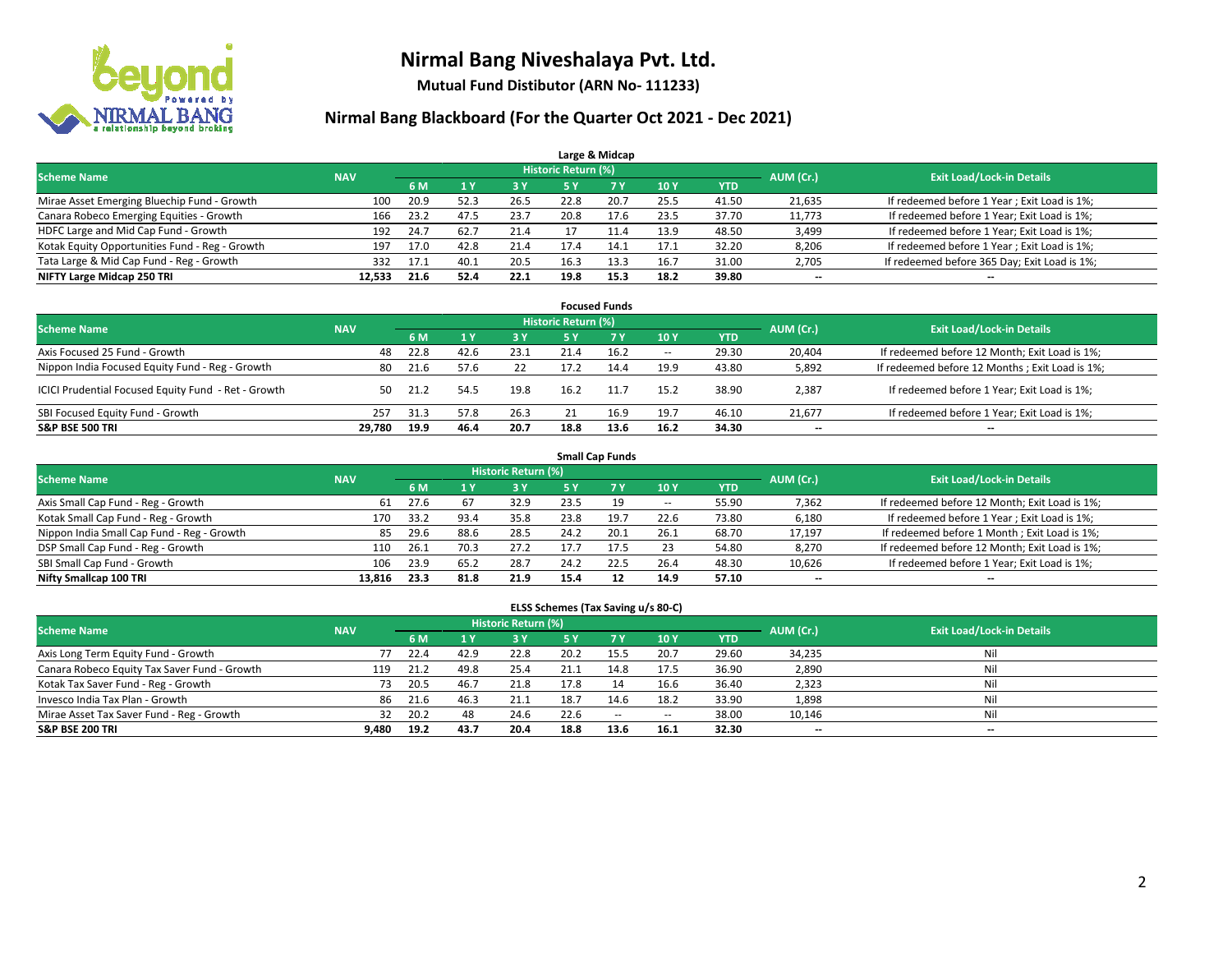# Nirmal Bang Niveshalaya Pvt. Ltd.

**Mutual Fund Distibutor (ARN No- 111233)**

## Nirmal Bang Blackboard (For the Quarter Oct 2021 - Dec 2021)

### Large & Midcap

| Scheme Name | NAV | Historic Return (%) | | | | | | | AUM (Cr.) | Exit Load/Lock-in Details |
|---|---|---|---|---|---|---|---|---|---|---|
| | | 6 M | 1 Y | 3 Y | 5 Y | 7 Y | 10 Y | YTD | | |
| Mirae Asset Emerging Bluechip Fund - Growth | 100 | 20.9 | 52.3 | 26.5 | 22.8 | 20.7 | 25.5 | 41.50 | 21,635 | If redeemed before 1 Year ; Exit Load is 1%; |
| Canara Robeco Emerging Equities - Growth | 166 | 23.2 | 47.5 | 23.7 | 20.8 | 17.6 | 23.5 | 37.70 | 11,773 | If redeemed before 1 Year; Exit Load is 1%; |
| HDFC Large and Mid Cap Fund - Growth | 192 | 24.7 | 62.7 | 21.4 | 17 | 11.4 | 13.9 | 48.50 | 3,499 | If redeemed before 1 Year; Exit Load is 1%; |
| Kotak Equity Opportunities Fund - Reg - Growth | 197 | 17.0 | 42.8 | 21.4 | 17.4 | 14.1 | 17.1 | 32.20 | 8,206 | If redeemed before 1 Year ; Exit Load is 1%; |
| Tata Large & Mid Cap Fund - Reg - Growth | 332 | 17.1 | 40.1 | 20.5 | 16.3 | 13.3 | 16.7 | 31.00 | 2,705 | If redeemed before 365 Day; Exit Load is 1%; |
| **NIFTY Large Midcap 250 TRI** | **12,533** | **21.6** | **52.4** | **22.1** | **19.8** | **15.3** | **18.2** | **39.80** | **--** | **--** |

### Focused Funds

| Scheme Name | NAV | Historic Return (%) | | | | | | | AUM (Cr.) | Exit Load/Lock-in Details |
|---|---|---|---|---|---|---|---|---|---|---|
| | | 6 M | 1 Y | 3 Y | 5 Y | 7 Y | 10 Y | YTD | | |
| Axis Focused 25 Fund - Growth | 48 | 22.8 | 42.6 | 23.1 | 21.4 | 16.2 | -- | 29.30 | 20,404 | If redeemed before 12 Month; Exit Load is 1%; |
| Nippon India Focused Equity Fund - Reg - Growth | 80 | 21.6 | 57.6 | 22 | 17.2 | 14.4 | 19.9 | 43.80 | 5,892 | If redeemed before 12 Months ; Exit Load is 1%; |
| ICICI Prudential Focused Equity Fund - Ret - Growth | 50 | 21.2 | 54.5 | 19.8 | 16.2 | 11.7 | 15.2 | 38.90 | 2,387 | If redeemed before 1 Year; Exit Load is 1%; |
| SBI Focused Equity Fund - Growth | 257 | 31.3 | 57.8 | 26.3 | 21 | 16.9 | 19.7 | 46.10 | 21,677 | If redeemed before 1 Year; Exit Load is 1%; |
| **S&P BSE 500 TRI** | **29,780** | **19.9** | **46.4** | **20.7** | **18.8** | **13.6** | **16.2** | **34.30** | **--** | **--** |

### Small Cap Funds

| Scheme Name | NAV | Historic Return (%) | | | | | | | AUM (Cr.) | Exit Load/Lock-in Details |
|---|---|---|---|---|---|---|---|---|---|---|
| | | 6 M | 1 Y | 3 Y | 5 Y | 7 Y | 10 Y | YTD | | |
| Axis Small Cap Fund - Reg - Growth | 61 | 27.6 | 67 | 32.9 | 23.5 | 19 | -- | 55.90 | 7,362 | If redeemed before 12 Month; Exit Load is 1%; |
| Kotak Small Cap Fund - Reg - Growth | 170 | 33.2 | 93.4 | 35.8 | 23.8 | 19.7 | 22.6 | 73.80 | 6,180 | If redeemed before 1 Year ; Exit Load is 1%; |
| Nippon India Small Cap Fund - Reg - Growth | 85 | 29.6 | 88.6 | 28.5 | 24.2 | 20.1 | 26.1 | 68.70 | 17,197 | If redeemed before 1 Month ; Exit Load is 1%; |
| DSP Small Cap Fund - Reg - Growth | 110 | 26.1 | 70.3 | 27.2 | 17.7 | 17.5 | 23 | 54.80 | 8,270 | If redeemed before 12 Month; Exit Load is 1%; |
| SBI Small Cap Fund - Growth | 106 | 23.9 | 65.2 | 28.7 | 24.2 | 22.5 | 26.4 | 48.30 | 10,626 | If redeemed before 1 Year; Exit Load is 1%; |
| **Nifty Smallcap 100 TRI** | **13,816** | **23.3** | **81.8** | **21.9** | **15.4** | **12** | **14.9** | **57.10** | **--** | **--** |

### ELSS Schemes (Tax Saving u/s 80-C)

| Scheme Name | NAV | Historic Return (%) | | | | | | | AUM (Cr.) | Exit Load/Lock-in Details |
|---|---|---|---|---|---|---|---|---|---|---|
| | | 6 M | 1 Y | 3 Y | 5 Y | 7 Y | 10 Y | YTD | | |
| Axis Long Term Equity Fund - Growth | 77 | 22.4 | 42.9 | 22.8 | 20.2 | 15.5 | 20.7 | 29.60 | 34,235 | Nil |
| Canara Robeco Equity Tax Saver Fund - Growth | 119 | 21.2 | 49.8 | 25.4 | 21.1 | 14.8 | 17.5 | 36.90 | 2,890 | Nil |
| Kotak Tax Saver Fund - Reg - Growth | 73 | 20.5 | 46.7 | 21.8 | 17.8 | 14 | 16.6 | 36.40 | 2,323 | Nil |
| Invesco India Tax Plan - Growth | 86 | 21.6 | 46.3 | 21.1 | 18.7 | 14.6 | 18.2 | 33.90 | 1,898 | Nil |
| Mirae Asset Tax Saver Fund - Reg - Growth | 32 | 20.2 | 48 | 24.6 | 22.6 | -- | -- | 38.00 | 10,146 | Nil |
| **S&P BSE 200 TRI** | **9,480** | **19.2** | **43.7** | **20.4** | **18.8** | **13.6** | **16.1** | **32.30** | **--** | **--** |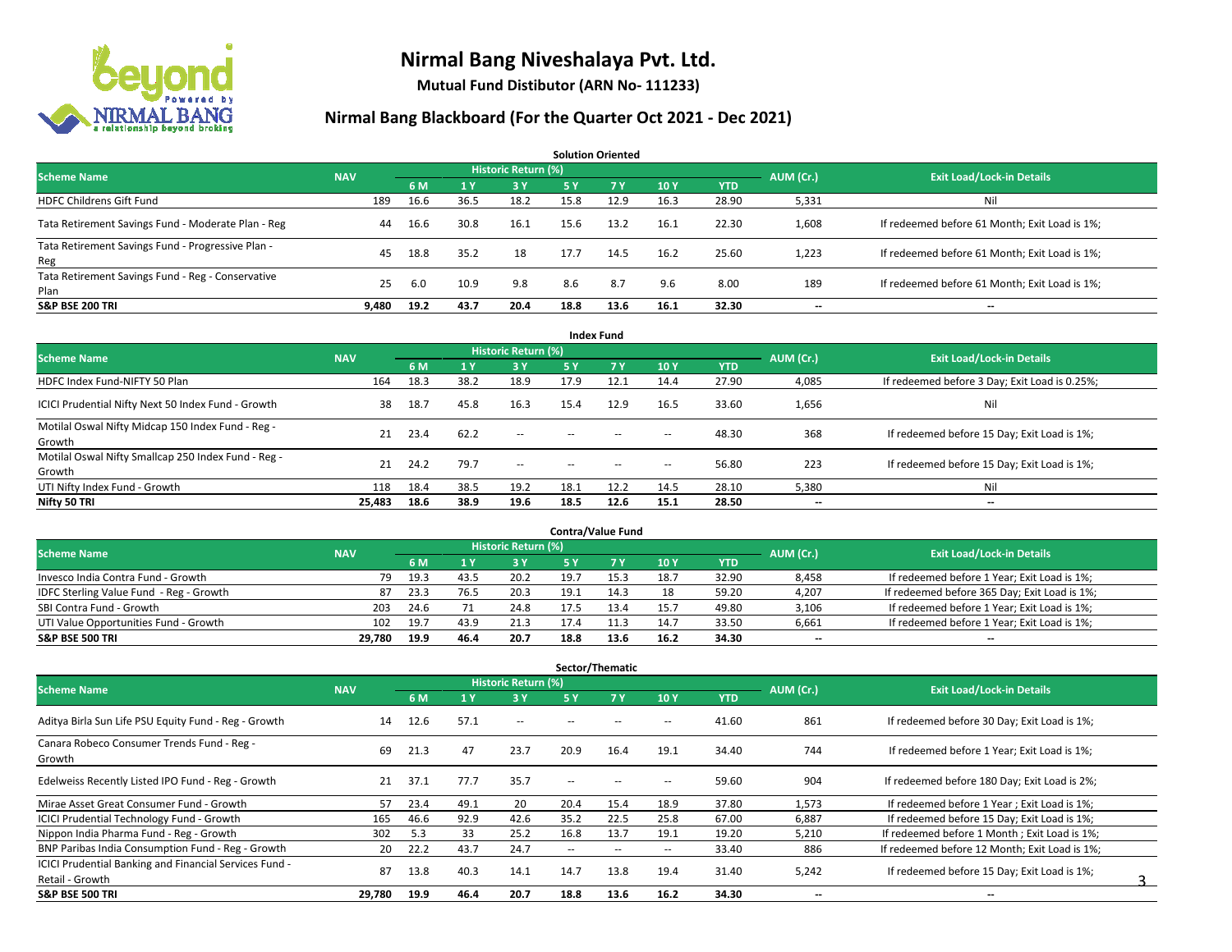# Nirmal Bang Niveshalaya Pvt. Ltd.

**Mutual Fund Distibutor (ARN No- 111233)**

## Nirmal Bang Blackboard (For the Quarter Oct 2021 - Dec 2021)

### Solution Oriented

| Scheme Name | NAV | Historic Return (%) | | | | | | | AUM (Cr.) | Exit Load/Lock-in Details |
|---|---|---|---|---|---|---|---|---|---|---|
| | | 6 M | 1 Y | 3 Y | 5 Y | 7 Y | 10 Y | YTD | | |
| HDFC Childrens Gift Fund | 189 | 16.6 | 36.5 | 18.2 | 15.8 | 12.9 | 16.3 | 28.90 | 5,331 | Nil |
| Tata Retirement Savings Fund - Moderate Plan - Reg | 44 | 16.6 | 30.8 | 16.1 | 15.6 | 13.2 | 16.1 | 22.30 | 1,608 | If redeemed before 61 Month; Exit Load is 1%; |
| Tata Retirement Savings Fund - Progressive Plan - Reg | 45 | 18.8 | 35.2 | 18 | 17.7 | 14.5 | 16.2 | 25.60 | 1,223 | If redeemed before 61 Month; Exit Load is 1%; |
| Tata Retirement Savings Fund - Reg - Conservative Plan | 25 | 6.0 | 10.9 | 9.8 | 8.6 | 8.7 | 9.6 | 8.00 | 189 | If redeemed before 61 Month; Exit Load is 1%; |
| **S&P BSE 200 TRI** | **9,480** | **19.2** | **43.7** | **20.4** | **18.8** | **13.6** | **16.1** | **32.30** | **--** | **--** |

### Index Fund

| Scheme Name | NAV | Historic Return (%) | | | | | | | AUM (Cr.) | Exit Load/Lock-in Details |
|---|---|---|---|---|---|---|---|---|---|---|
| | | 6 M | 1 Y | 3 Y | 5 Y | 7 Y | 10 Y | YTD | | |
| HDFC Index Fund-NIFTY 50 Plan | 164 | 18.3 | 38.2 | 18.9 | 17.9 | 12.1 | 14.4 | 27.90 | 4,085 | If redeemed before 3 Day; Exit Load is 0.25%; |
| ICICI Prudential Nifty Next 50 Index Fund - Growth | 38 | 18.7 | 45.8 | 16.3 | 15.4 | 12.9 | 16.5 | 33.60 | 1,656 | Nil |
| Motilal Oswal Nifty Midcap 150 Index Fund - Reg - Growth | 21 | 23.4 | 62.2 | -- | -- | -- | -- | 48.30 | 368 | If redeemed before 15 Day; Exit Load is 1%; |
| Motilal Oswal Nifty Smallcap 250 Index Fund - Reg - Growth | 21 | 24.2 | 79.7 | -- | -- | -- | -- | 56.80 | 223 | If redeemed before 15 Day; Exit Load is 1%; |
| UTI Nifty Index Fund - Growth | 118 | 18.4 | 38.5 | 19.2 | 18.1 | 12.2 | 14.5 | 28.10 | 5,380 | Nil |
| **Nifty 50 TRI** | **25,483** | **18.6** | **38.9** | **19.6** | **18.5** | **12.6** | **15.1** | **28.50** | **--** | **--** |

### Contra/Value Fund

| Scheme Name | NAV | Historic Return (%) | | | | | | | AUM (Cr.) | Exit Load/Lock-in Details |
|---|---|---|---|---|---|---|---|---|---|---|
| | | 6 M | 1 Y | 3 Y | 5 Y | 7 Y | 10 Y | YTD | | |
| Invesco India Contra Fund - Growth | 79 | 19.3 | 43.5 | 20.2 | 19.7 | 15.3 | 18.7 | 32.90 | 8,458 | If redeemed before 1 Year; Exit Load is 1%; |
| IDFC Sterling Value Fund - Reg - Growth | 87 | 23.3 | 76.5 | 20.3 | 19.1 | 14.3 | 18 | 59.20 | 4,207 | If redeemed before 365 Day; Exit Load is 1%; |
| SBI Contra Fund - Growth | 203 | 24.6 | 71 | 24.8 | 17.5 | 13.4 | 15.7 | 49.80 | 3,106 | If redeemed before 1 Year; Exit Load is 1%; |
| UTI Value Opportunities Fund - Growth | 102 | 19.7 | 43.9 | 21.3 | 17.4 | 11.3 | 14.7 | 33.50 | 6,661 | If redeemed before 1 Year; Exit Load is 1%; |
| **S&P BSE 500 TRI** | **29,780** | **19.9** | **46.4** | **20.7** | **18.8** | **13.6** | **16.2** | **34.30** | **--** | **--** |

### Sector/Thematic

| Scheme Name | NAV | Historic Return (%) | | | | | | | AUM (Cr.) | Exit Load/Lock-in Details |
|---|---|---|---|---|---|---|---|---|---|---|
| | | 6 M | 1 Y | 3 Y | 5 Y | 7 Y | 10 Y | YTD | | |
| Aditya Birla Sun Life PSU Equity Fund - Reg - Growth | 14 | 12.6 | 57.1 | -- | -- | -- | -- | 41.60 | 861 | If redeemed before 30 Day; Exit Load is 1%; |
| Canara Robeco Consumer Trends Fund - Reg - Growth | 69 | 21.3 | 47 | 23.7 | 20.9 | 16.4 | 19.1 | 34.40 | 744 | If redeemed before 1 Year; Exit Load is 1%; |
| Edelweiss Recently Listed IPO Fund - Reg - Growth | 21 | 37.1 | 77.7 | 35.7 | -- | -- | -- | 59.60 | 904 | If redeemed before 180 Day; Exit Load is 2%; |
| Mirae Asset Great Consumer Fund - Growth | 57 | 23.4 | 49.1 | 20 | 20.4 | 15.4 | 18.9 | 37.80 | 1,573 | If redeemed before 1 Year ; Exit Load is 1%; |
| ICICI Prudential Technology Fund - Growth | 165 | 46.6 | 92.9 | 42.6 | 35.2 | 22.5 | 25.8 | 67.00 | 6,887 | If redeemed before 15 Day; Exit Load is 1%; |
| Nippon India Pharma Fund - Reg - Growth | 302 | 5.3 | 33 | 25.2 | 16.8 | 13.7 | 19.1 | 19.20 | 5,210 | If redeemed before 1 Month ; Exit Load is 1%; |
| BNP Paribas India Consumption Fund - Reg - Growth | 20 | 22.2 | 43.7 | 24.7 | -- | -- | -- | 33.40 | 886 | If redeemed before 12 Month; Exit Load is 1%; |
| ICICI Prudential Banking and Financial Services Fund - Retail - Growth | 87 | 13.8 | 40.3 | 14.1 | 14.7 | 13.8 | 19.4 | 31.40 | 5,242 | If redeemed before 15 Day; Exit Load is 1%; |
| **S&P BSE 500 TRI** | **29,780** | **19.9** | **46.4** | **20.7** | **18.8** | **13.6** | **16.2** | **34.30** | **--** | **--** |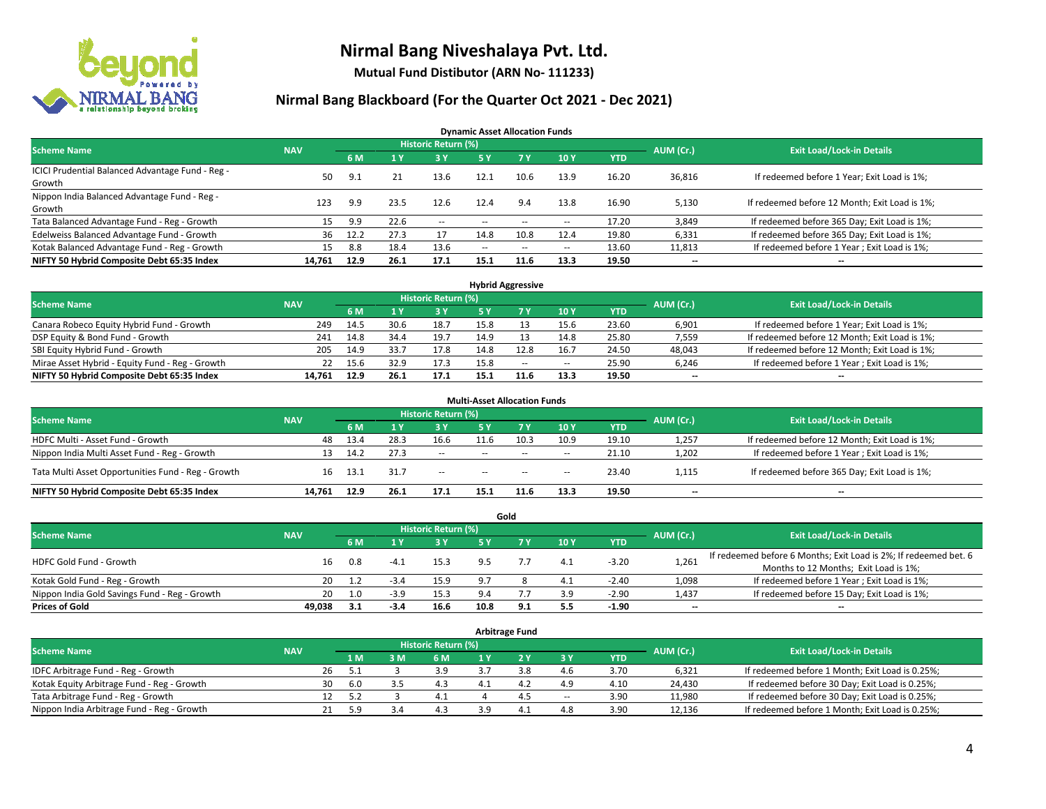# Nirmal Bang Niveshalaya Pvt. Ltd.

**Mutual Fund Distibutor (ARN No- 111233)**

## Nirmal Bang Blackboard (For the Quarter Oct 2021 - Dec 2021)

### Dynamic Asset Allocation Funds

| Scheme Name | NAV | Historic Return (%) | | | | | | | AUM (Cr.) | Exit Load/Lock-in Details |
|---|---|---|---|---|---|---|---|---|---|---|
| | | 6 M | 1 Y | 3 Y | 5 Y | 7 Y | 10 Y | YTD | | |
| ICICI Prudential Balanced Advantage Fund - Reg - Growth | 50 | 9.1 | 21 | 13.6 | 12.1 | 10.6 | 13.9 | 16.20 | 36,816 | If redeemed before 1 Year; Exit Load is 1%; |
| Nippon India Balanced Advantage Fund - Reg - Growth | 123 | 9.9 | 23.5 | 12.6 | 12.4 | 9.4 | 13.8 | 16.90 | 5,130 | If redeemed before 12 Month; Exit Load is 1%; |
| Tata Balanced Advantage Fund - Reg - Growth | 15 | 9.9 | 22.6 | -- | -- | -- | -- | 17.20 | 3,849 | If redeemed before 365 Day; Exit Load is 1%; |
| Edelweiss Balanced Advantage Fund - Growth | 36 | 12.2 | 27.3 | 17 | 14.8 | 10.8 | 12.4 | 19.80 | 6,331 | If redeemed before 365 Day; Exit Load is 1%; |
| Kotak Balanced Advantage Fund - Reg - Growth | 15 | 8.8 | 18.4 | 13.6 | -- | -- | -- | 13.60 | 11,813 | If redeemed before 1 Year ; Exit Load is 1%; |
| **NIFTY 50 Hybrid Composite Debt 65:35 Index** | **14,761** | **12.9** | **26.1** | **17.1** | **15.1** | **11.6** | **13.3** | **19.50** | **--** | **--** |

### Hybrid Aggressive

| Scheme Name | NAV | Historic Return (%) | | | | | | | AUM (Cr.) | Exit Load/Lock-in Details |
|---|---|---|---|---|---|---|---|---|---|---|
| | | 6 M | 1 Y | 3 Y | 5 Y | 7 Y | 10 Y | YTD | | |
| Canara Robeco Equity Hybrid Fund - Growth | 249 | 14.5 | 30.6 | 18.7 | 15.8 | 13 | 15.6 | 23.60 | 6,901 | If redeemed before 1 Year; Exit Load is 1%; |
| DSP Equity & Bond Fund - Growth | 241 | 14.8 | 34.4 | 19.7 | 14.9 | 13 | 14.8 | 25.80 | 7,559 | If redeemed before 12 Month; Exit Load is 1%; |
| SBI Equity Hybrid Fund - Growth | 205 | 14.9 | 33.7 | 17.8 | 14.8 | 12.8 | 16.7 | 24.50 | 48,043 | If redeemed before 12 Month; Exit Load is 1%; |
| Mirae Asset Hybrid - Equity Fund - Reg - Growth | 22 | 15.6 | 32.9 | 17.3 | 15.8 | -- | -- | 25.90 | 6,246 | If redeemed before 1 Year ; Exit Load is 1%; |
| **NIFTY 50 Hybrid Composite Debt 65:35 Index** | **14,761** | **12.9** | **26.1** | **17.1** | **15.1** | **11.6** | **13.3** | **19.50** | **--** | **--** |

### Multi-Asset Allocation Funds

| Scheme Name | NAV | Historic Return (%) | | | | | | | AUM (Cr.) | Exit Load/Lock-in Details |
|---|---|---|---|---|---|---|---|---|---|---|
| | | 6 M | 1 Y | 3 Y | 5 Y | 7 Y | 10 Y | YTD | | |
| HDFC Multi - Asset Fund - Growth | 48 | 13.4 | 28.3 | 16.6 | 11.6 | 10.3 | 10.9 | 19.10 | 1,257 | If redeemed before 12 Month; Exit Load is 1%; |
| Nippon India Multi Asset Fund - Reg - Growth | 13 | 14.2 | 27.3 | -- | -- | -- | -- | 21.10 | 1,202 | If redeemed before 1 Year ; Exit Load is 1%; |
| Tata Multi Asset Opportunities Fund - Reg - Growth | 16 | 13.1 | 31.7 | -- | -- | -- | -- | 23.40 | 1,115 | If redeemed before 365 Day; Exit Load is 1%; |
| **NIFTY 50 Hybrid Composite Debt 65:35 Index** | **14,761** | **12.9** | **26.1** | **17.1** | **15.1** | **11.6** | **13.3** | **19.50** | **--** | **--** |

### Gold

| Scheme Name | NAV | Historic Return (%) | | | | | | | AUM (Cr.) | Exit Load/Lock-in Details |
|---|---|---|---|---|---|---|---|---|---|---|
| | | 6 M | 1 Y | 3 Y | 5 Y | 7 Y | 10 Y | YTD | | |
| HDFC Gold Fund - Growth | 16 | 0.8 | -4.1 | 15.3 | 9.5 | 7.7 | 4.1 | -3.20 | 1,261 | If redeemed before 6 Months; Exit Load is 2%; If redeemed bet. 6 Months to 12 Months; Exit Load is 1%; |
| Kotak Gold Fund - Reg - Growth | 20 | 1.2 | -3.4 | 15.9 | 9.7 | 8 | 4.1 | -2.40 | 1,098 | If redeemed before 1 Year ; Exit Load is 1%; |
| Nippon India Gold Savings Fund - Reg - Growth | 20 | 1.0 | -3.9 | 15.3 | 9.4 | 7.7 | 3.9 | -2.90 | 1,437 | If redeemed before 15 Day; Exit Load is 1%; |
| **Prices of Gold** | **49,038** | **3.1** | **-3.4** | **16.6** | **10.8** | **9.1** | **5.5** | **-1.90** | **--** | **--** |

### Arbitrage Fund

| Scheme Name | NAV | Historic Return (%) | | | | | | | AUM (Cr.) | Exit Load/Lock-in Details |
|---|---|---|---|---|---|---|---|---|---|---|
| | | 1 M | 3 M | 6 M | 1 Y | 2 Y | 3 Y | YTD | | |
| IDFC Arbitrage Fund - Reg - Growth | 26 | 5.1 | 3 | 3.9 | 3.7 | 3.8 | 4.6 | 3.70 | 6,321 | If redeemed before 1 Month; Exit Load is 0.25%; |
| Kotak Equity Arbitrage Fund - Reg - Growth | 30 | 6.0 | 3.5 | 4.3 | 4.1 | 4.2 | 4.9 | 4.10 | 24,430 | If redeemed before 30 Day; Exit Load is 0.25%; |
| Tata Arbitrage Fund - Reg - Growth | 12 | 5.2 | 3 | 4.1 | 4 | 4.5 | -- | 3.90 | 11,980 | If redeemed before 30 Day; Exit Load is 0.25%; |
| Nippon India Arbitrage Fund - Reg - Growth | 21 | 5.9 | 3.4 | 4.3 | 3.9 | 4.1 | 4.8 | 3.90 | 12,136 | If redeemed before 1 Month; Exit Load is 0.25%; |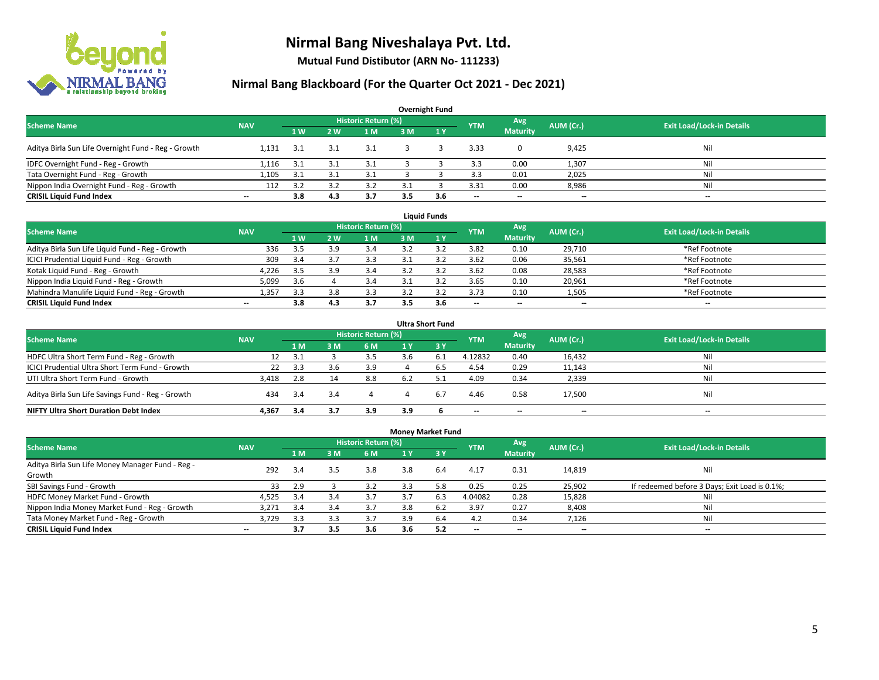# Nirmal Bang Niveshalaya Pvt. Ltd.

**Mutual Fund Distibutor (ARN No- 111233)**

## Nirmal Bang Blackboard (For the Quarter Oct 2021 - Dec 2021)

### Overnight Fund

| Scheme Name | NAV | Historic Return (%) | | | | | YTM | Avg Maturity | AUM (Cr.) | Exit Load/Lock-in Details |
|---|---|---|---|---|---|---|---|---|---|---|
| | | 1 W | 2 W | 1 M | 3 M | 1 Y | | | | |
| Aditya Birla Sun Life Overnight Fund - Reg - Growth | 1,131 | 3.1 | 3.1 | 3.1 | 3 | 3 | 3.33 | 0 | 9,425 | Nil |
| IDFC Overnight Fund - Reg - Growth | 1,116 | 3.1 | 3.1 | 3.1 | 3 | 3 | 3.3 | 0.00 | 1,307 | Nil |
| Tata Overnight Fund - Reg - Growth | 1,105 | 3.1 | 3.1 | 3.1 | 3 | 3 | 3.3 | 0.01 | 2,025 | Nil |
| Nippon India Overnight Fund - Reg - Growth | 112 | 3.2 | 3.2 | 3.2 | 3.1 | 3 | 3.31 | 0.00 | 8,986 | Nil |
| **CRISIL Liquid Fund Index** | -- | **3.8** | **4.3** | **3.7** | **3.5** | **3.6** | -- | -- | -- | -- |

### Liquid Funds

| Scheme Name | NAV | Historic Return (%) | | | | | YTM | Avg Maturity | AUM (Cr.) | Exit Load/Lock-in Details |
|---|---|---|---|---|---|---|---|---|---|---|
| | | 1 W | 2 W | 1 M | 3 M | 1 Y | | | | |
| Aditya Birla Sun Life Liquid Fund - Reg - Growth | 336 | 3.5 | 3.9 | 3.4 | 3.2 | 3.2 | 3.82 | 0.10 | 29,710 | *Ref Footnote |
| ICICI Prudential Liquid Fund - Reg - Growth | 309 | 3.4 | 3.7 | 3.3 | 3.1 | 3.2 | 3.62 | 0.06 | 35,561 | *Ref Footnote |
| Kotak Liquid Fund - Reg - Growth | 4,226 | 3.5 | 3.9 | 3.4 | 3.2 | 3.2 | 3.62 | 0.08 | 28,583 | *Ref Footnote |
| Nippon India Liquid Fund - Reg - Growth | 5,099 | 3.6 | 4 | 3.4 | 3.1 | 3.2 | 3.65 | 0.10 | 20,961 | *Ref Footnote |
| Mahindra Manulife Liquid Fund - Reg - Growth | 1,357 | 3.3 | 3.8 | 3.3 | 3.2 | 3.2 | 3.73 | 0.10 | 1,505 | *Ref Footnote |
| **CRISIL Liquid Fund Index** | -- | **3.8** | **4.3** | **3.7** | **3.5** | **3.6** | -- | -- | -- | -- |

### Ultra Short Fund

| Scheme Name | NAV | Historic Return (%) | | | | | YTM | Avg Maturity | AUM (Cr.) | Exit Load/Lock-in Details |
|---|---|---|---|---|---|---|---|---|---|---|
| | | 1 M | 3 M | 6 M | 1 Y | 3 Y | | | | |
| HDFC Ultra Short Term Fund - Reg - Growth | 12 | 3.1 | 3 | 3.5 | 3.6 | 6.1 | 4.12832 | 0.40 | 16,432 | Nil |
| ICICI Prudential Ultra Short Term Fund - Growth | 22 | 3.3 | 3.6 | 3.9 | 4 | 6.5 | 4.54 | 0.29 | 11,143 | Nil |
| UTI Ultra Short Term Fund - Growth | 3,418 | 2.8 | 14 | 8.8 | 6.2 | 5.1 | 4.09 | 0.34 | 2,339 | Nil |
| Aditya Birla Sun Life Savings Fund - Reg - Growth | 434 | 3.4 | 3.4 | 4 | 4 | 6.7 | 4.46 | 0.58 | 17,500 | Nil |
| **NIFTY Ultra Short Duration Debt Index** | **4,367** | **3.4** | **3.7** | **3.9** | **3.9** | **6** | -- | -- | -- | -- |

### Money Market Fund

| Scheme Name | NAV | Historic Return (%) | | | | | YTM | Avg Maturity | AUM (Cr.) | Exit Load/Lock-in Details |
|---|---|---|---|---|---|---|---|---|---|---|
| | | 1 M | 3 M | 6 M | 1 Y | 3 Y | | | | |
| Aditya Birla Sun Life Money Manager Fund - Reg - Growth | 292 | 3.4 | 3.5 | 3.8 | 3.8 | 6.4 | 4.17 | 0.31 | 14,819 | Nil |
| SBI Savings Fund - Growth | 33 | 2.9 | 3 | 3.2 | 3.3 | 5.8 | 0.25 | 0.25 | 25,902 | If redeemed before 3 Days; Exit Load is 0.1%; |
| HDFC Money Market Fund - Growth | 4,525 | 3.4 | 3.4 | 3.7 | 3.7 | 6.3 | 4.04082 | 0.28 | 15,828 | Nil |
| Nippon India Money Market Fund - Reg - Growth | 3,271 | 3.4 | 3.4 | 3.7 | 3.8 | 6.2 | 3.97 | 0.27 | 8,408 | Nil |
| Tata Money Market Fund - Reg - Growth | 3,729 | 3.3 | 3.3 | 3.7 | 3.9 | 6.4 | 4.2 | 0.34 | 7,126 | Nil |
| **CRISIL Liquid Fund Index** | -- | **3.7** | **3.5** | **3.6** | **3.6** | **5.2** | -- | -- | -- | -- |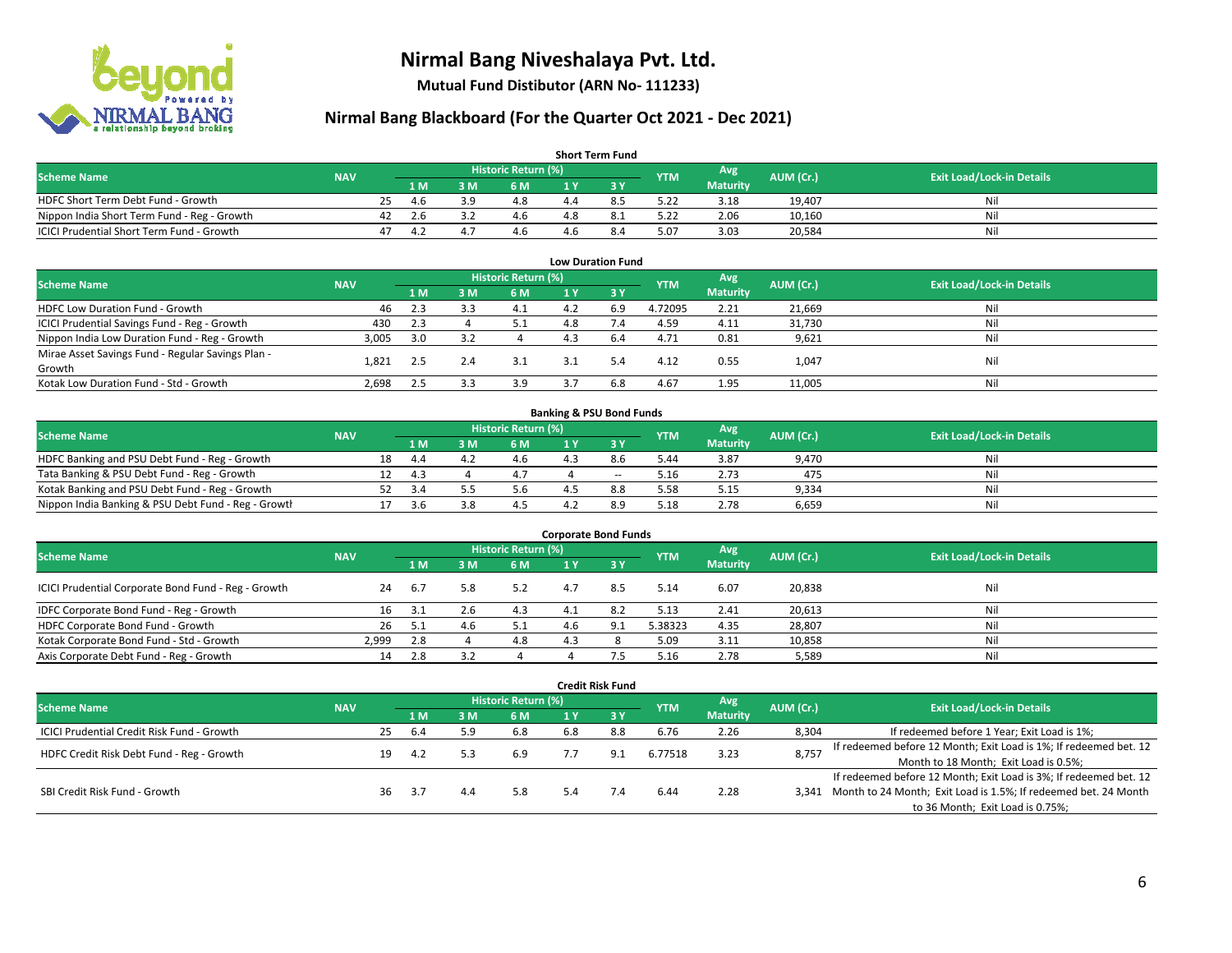# Nirmal Bang Niveshalaya Pvt. Ltd.

**Mutual Fund Distibutor (ARN No- 111233)**

## Nirmal Bang Blackboard (For the Quarter Oct 2021 - Dec 2021)

### Short Term Fund

| Scheme Name | NAV | Historic Return (%) | | | | | YTM | Avg Maturity | AUM (Cr.) | Exit Load/Lock-in Details |
|---|---|---|---|---|---|---|---|---|---|---|
| | | 1 M | 3 M | 6 M | 1 Y | 3 Y | | | | |
| HDFC Short Term Debt Fund - Growth | 25 | 4.6 | 3.9 | 4.8 | 4.4 | 8.5 | 5.22 | 3.18 | 19,407 | Nil |
| Nippon India Short Term Fund - Reg - Growth | 42 | 2.6 | 3.2 | 4.6 | 4.8 | 8.1 | 5.22 | 2.06 | 10,160 | Nil |
| ICICI Prudential Short Term Fund - Growth | 47 | 4.2 | 4.7 | 4.6 | 4.6 | 8.4 | 5.07 | 3.03 | 20,584 | Nil |

### Low Duration Fund

| Scheme Name | NAV | Historic Return (%) | | | | | YTM | Avg Maturity | AUM (Cr.) | Exit Load/Lock-in Details |
|---|---|---|---|---|---|---|---|---|---|---|
| | | 1 M | 3 M | 6 M | 1 Y | 3 Y | | | | |
| HDFC Low Duration Fund - Growth | 46 | 2.3 | 3.3 | 4.1 | 4.2 | 6.9 | 4.72095 | 2.21 | 21,669 | Nil |
| ICICI Prudential Savings Fund - Reg - Growth | 430 | 2.3 | 4 | 5.1 | 4.8 | 7.4 | 4.59 | 4.11 | 31,730 | Nil |
| Nippon India Low Duration Fund - Reg - Growth | 3,005 | 3.0 | 3.2 | 4 | 4.3 | 6.4 | 4.71 | 0.81 | 9,621 | Nil |
| Mirae Asset Savings Fund - Regular Savings Plan - Growth | 1,821 | 2.5 | 2.4 | 3.1 | 3.1 | 5.4 | 4.12 | 0.55 | 1,047 | Nil |
| Kotak Low Duration Fund - Std - Growth | 2,698 | 2.5 | 3.3 | 3.9 | 3.7 | 6.8 | 4.67 | 1.95 | 11,005 | Nil |

### Banking & PSU Bond Funds

| Scheme Name | NAV | Historic Return (%) | | | | | YTM | Avg Maturity | AUM (Cr.) | Exit Load/Lock-in Details |
|---|---|---|---|---|---|---|---|---|---|---|
| | | 1 M | 3 M | 6 M | 1 Y | 3 Y | | | | |
| HDFC Banking and PSU Debt Fund - Reg - Growth | 18 | 4.4 | 4.2 | 4.6 | 4.3 | 8.6 | 5.44 | 3.87 | 9,470 | Nil |
| Tata Banking & PSU Debt Fund - Reg - Growth | 12 | 4.3 | 4 | 4.7 | 4 | -- | 5.16 | 2.73 | 475 | Nil |
| Kotak Banking and PSU Debt Fund - Reg - Growth | 52 | 3.4 | 5.5 | 5.6 | 4.5 | 8.8 | 5.58 | 5.15 | 9,334 | Nil |
| Nippon India Banking & PSU Debt Fund - Reg - Growth | 17 | 3.6 | 3.8 | 4.5 | 4.2 | 8.9 | 5.18 | 2.78 | 6,659 | Nil |

### Corporate Bond Funds

| Scheme Name | NAV | Historic Return (%) | | | | | YTM | Avg Maturity | AUM (Cr.) | Exit Load/Lock-in Details |
|---|---|---|---|---|---|---|---|---|---|---|
| | | 1 M | 3 M | 6 M | 1 Y | 3 Y | | | | |
| ICICI Prudential Corporate Bond Fund - Reg - Growth | 24 | 6.7 | 5.8 | 5.2 | 4.7 | 8.5 | 5.14 | 6.07 | 20,838 | Nil |
| IDFC Corporate Bond Fund - Reg - Growth | 16 | 3.1 | 2.6 | 4.3 | 4.1 | 8.2 | 5.13 | 2.41 | 20,613 | Nil |
| HDFC Corporate Bond Fund - Growth | 26 | 5.1 | 4.6 | 5.1 | 4.6 | 9.1 | 5.38323 | 4.35 | 28,807 | Nil |
| Kotak Corporate Bond Fund - Std - Growth | 2,999 | 2.8 | 4 | 4.8 | 4.3 | 8 | 5.09 | 3.11 | 10,858 | Nil |
| Axis Corporate Debt Fund - Reg - Growth | 14 | 2.8 | 3.2 | 4 | 4 | 7.5 | 5.16 | 2.78 | 5,589 | Nil |

### Credit Risk Fund

| Scheme Name | NAV | Historic Return (%) | | | | | YTM | Avg Maturity | AUM (Cr.) | Exit Load/Lock-in Details |
|---|---|---|---|---|---|---|---|---|---|---|
| | | 1 M | 3 M | 6 M | 1 Y | 3 Y | | | | |
| ICICI Prudential Credit Risk Fund - Growth | 25 | 6.4 | 5.9 | 6.8 | 6.8 | 8.8 | 6.76 | 2.26 | 8,304 | If redeemed before 1 Year; Exit Load is 1%; |
| HDFC Credit Risk Debt Fund - Reg - Growth | 19 | 4.2 | 5.3 | 6.9 | 7.7 | 9.1 | 6.77518 | 3.23 | 8,757 | If redeemed before 12 Month; Exit Load is 1%; If redeemed bet. 12 Month to 18 Month; Exit Load is 0.5%; |
| SBI Credit Risk Fund - Growth | 36 | 3.7 | 4.4 | 5.8 | 5.4 | 7.4 | 6.44 | 2.28 | 3,341 | If redeemed before 12 Month; Exit Load is 3%; If redeemed bet. 12 Month to 24 Month; Exit Load is 1.5%; If redeemed bet. 24 Month to 36 Month; Exit Load is 0.75%; |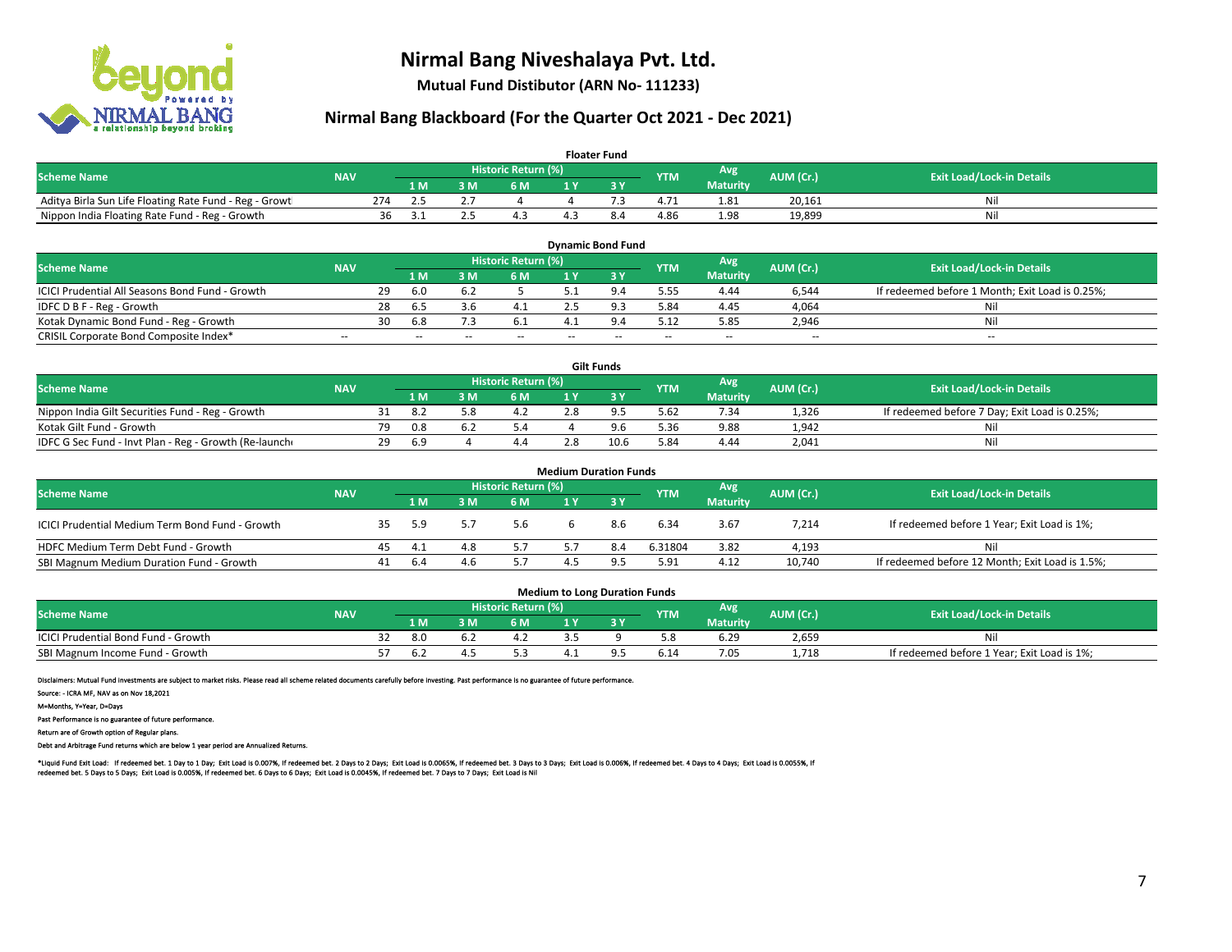# Nirmal Bang Niveshalaya Pvt. Ltd.

**Mutual Fund Distibutor (ARN No- 111233)**

## Nirmal Bang Blackboard (For the Quarter Oct 2021 - Dec 2021)

### Floater Fund

| Scheme Name | NAV | Historic Return (%) | | | | | YTM | Avg Maturity | AUM (Cr.) | Exit Load/Lock-in Details |
|---|---|---|---|---|---|---|---|---|---|---|
| | | 1 M | 3 M | 6 M | 1 Y | 3 Y | | | | |
| Aditya Birla Sun Life Floating Rate Fund - Reg - Growt | 274 | 2.5 | 2.7 | 4 | 4 | 7.3 | 4.71 | 1.81 | 20,161 | Nil |
| Nippon India Floating Rate Fund - Reg - Growth | 36 | 3.1 | 2.5 | 4.3 | 4.3 | 8.4 | 4.86 | 1.98 | 19,899 | Nil |

### Dynamic Bond Fund

| Scheme Name | NAV | Historic Return (%) | | | | | YTM | Avg Maturity | AUM (Cr.) | Exit Load/Lock-in Details |
|---|---|---|---|---|---|---|---|---|---|---|
| | | 1 M | 3 M | 6 M | 1 Y | 3 Y | | | | |
| ICICI Prudential All Seasons Bond Fund - Growth | 29 | 6.0 | 6.2 | 5 | 5.1 | 9.4 | 5.55 | 4.44 | 6,544 | If redeemed before 1 Month; Exit Load is 0.25%; |
| IDFC D B F - Reg - Growth | 28 | 6.5 | 3.6 | 4.1 | 2.5 | 9.3 | 5.84 | 4.45 | 4,064 | Nil |
| Kotak Dynamic Bond Fund - Reg - Growth | 30 | 6.8 | 7.3 | 6.1 | 4.1 | 9.4 | 5.12 | 5.85 | 2,946 | Nil |
| CRISIL Corporate Bond Composite Index* | -- | -- | -- | -- | -- | -- | -- | -- | -- | -- |

### Gilt Funds

| Scheme Name | NAV | Historic Return (%) | | | | | YTM | Avg Maturity | AUM (Cr.) | Exit Load/Lock-in Details |
|---|---|---|---|---|---|---|---|---|---|---|
| | | 1 M | 3 M | 6 M | 1 Y | 3 Y | | | | |
| Nippon India Gilt Securities Fund - Reg - Growth | 31 | 8.2 | 5.8 | 4.2 | 2.8 | 9.5 | 5.62 | 7.34 | 1,326 | If redeemed before 7 Day; Exit Load is 0.25%; |
| Kotak Gilt Fund - Growth | 79 | 0.8 | 6.2 | 5.4 | 4 | 9.6 | 5.36 | 9.88 | 1,942 | Nil |
| IDFC G Sec Fund - Invt Plan - Reg - Growth (Re-launch | 29 | 6.9 | 4 | 4.4 | 2.8 | 10.6 | 5.84 | 4.44 | 2,041 | Nil |

### Medium Duration Funds

| Scheme Name | NAV | Historic Return (%) | | | | | YTM | Avg Maturity | AUM (Cr.) | Exit Load/Lock-in Details |
|---|---|---|---|---|---|---|---|---|---|---|
| | | 1 M | 3 M | 6 M | 1 Y | 3 Y | | | | |
| ICICI Prudential Medium Term Bond Fund - Growth | 35 | 5.9 | 5.7 | 5.6 | 6 | 8.6 | 6.34 | 3.67 | 7,214 | If redeemed before 1 Year; Exit Load is 1%; |
| HDFC Medium Term Debt Fund - Growth | 45 | 4.1 | 4.8 | 5.7 | 5.7 | 8.4 | 6.31804 | 3.82 | 4,193 | Nil |
| SBI Magnum Medium Duration Fund - Growth | 41 | 6.4 | 4.6 | 5.7 | 4.5 | 9.5 | 5.91 | 4.12 | 10,740 | If redeemed before 12 Month; Exit Load is 1.5%; |

### Medium to Long Duration Funds

| Scheme Name | NAV | Historic Return (%) | | | | | YTM | Avg Maturity | AUM (Cr.) | Exit Load/Lock-in Details |
|---|---|---|---|---|---|---|---|---|---|---|
| | | 1 M | 3 M | 6 M | 1 Y | 3 Y | | | | |
| ICICI Prudential Bond Fund - Growth | 32 | 8.0 | 6.2 | 4.2 | 3.5 | 9 | 5.8 | 6.29 | 2,659 | Nil |
| SBI Magnum Income Fund - Growth | 57 | 6.2 | 4.5 | 5.3 | 4.1 | 9.5 | 6.14 | 7.05 | 1,718 | If redeemed before 1 Year; Exit Load is 1%; |

Disclaimers: Mutual Fund investments are subject to market risks. Please read all scheme related documents carefully before investing. Past performance is no guarantee of future performance.

Source: - ICRA MF, NAV as on Nov 18,2021

M=Months, Y=Year, D=Days

Past Performance is no guarantee of future performance.

Return are of Growth option of Regular plans.

Debt and Arbitrage Fund returns which are below 1 year period are Annualized Returns.

*Liquid Fund Exit Load: If redeemed bet. 1 Day to 1 Day; Exit Load is 0.007%, If redeemed bet. 2 Days to 2 Days; Exit Load is 0.0065%, If redeemed bet. 3 Days to 3 Days; Exit Load is 0.006%, If redeemed bet. 4 Days to 4 Days; Exit Load is 0.0055%, If redeemed bet. 5 Days to 5 Days; Exit Load is 0.005%, If redeemed bet. 6 Days to 6 Days; Exit Load is 0.0045%, If redeemed bet. 7 Days to 7 Days; Exit Load is Nil